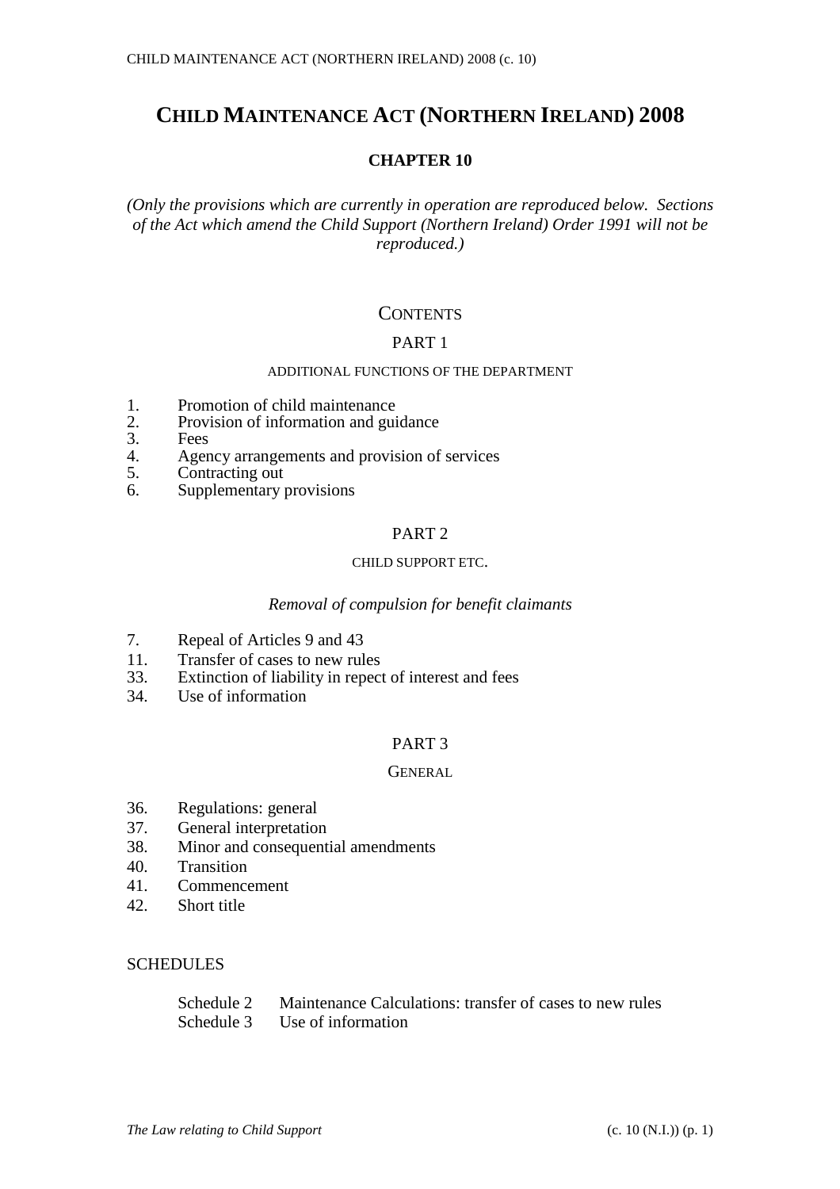# CHILD MAINTENANCE ACT (NORTHERN IRELAND) 2008

## CHAPTER 10

*(Only the provisions which are currently in operation are reproduced below. Sections of the Act which amend the Child Support (Northern Ireland) Order 1991 will not be reproduced.)*

### CONTENTS

#### PART 1

ADDITIONAL FUNCTIONS OF THE DEPARTMENT

1. Promotion of child maintenance
2. Provision of information and guidance
3. Fees
4. Agency arrangements and provision of services
5. Contracting out
6. Supplementary provisions

#### PART 2

CHILD SUPPORT ETC.

*Removal of compulsion for benefit claimants*

7. Repeal of Articles 9 and 43
11. Transfer of cases to new rules
33. Extinction of liability in repect of interest and fees
34. Use of information

#### PART 3

GENERAL

36. Regulations: general
37. General interpretation
38. Minor and consequential amendments
40. Transition
41. Commencement
42. Short title

SCHEDULES

Schedule 2 Maintenance Calculations: transfer of cases to new rules
Schedule 3 Use of information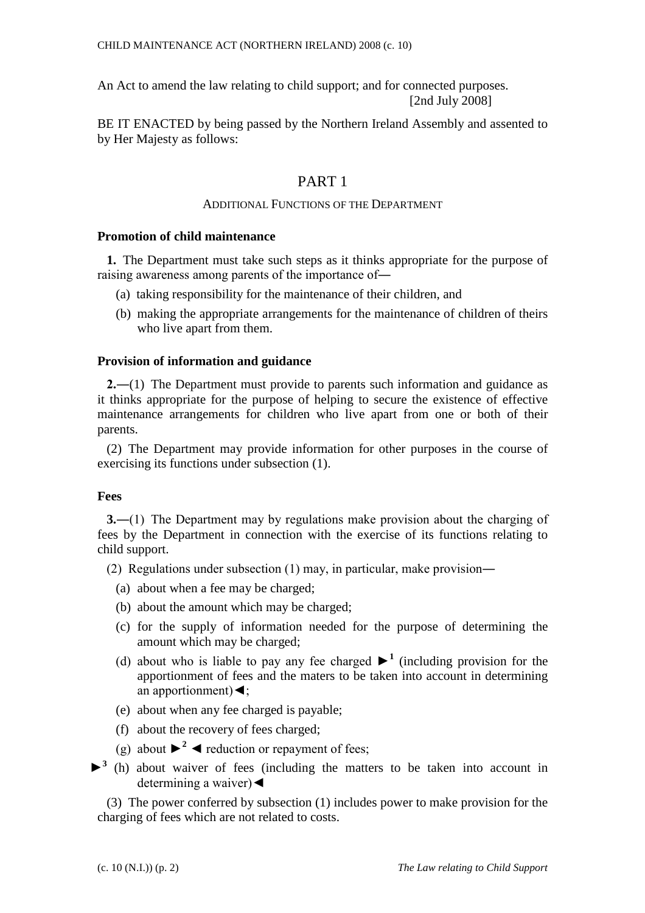CHILD MAINTENANCE ACT (NORTHERN IRELAND) 2008 (c. 10)

An Act to amend the law relating to child support; and for connected purposes.

[2nd July 2008]

BE IT ENACTED by being passed by the Northern Ireland Assembly and assented to by Her Majesty as follows:

## PART 1

### ADDITIONAL FUNCTIONS OF THE DEPARTMENT

**Promotion of child maintenance**

**1.** The Department must take such steps as it thinks appropriate for the purpose of raising awareness among parents of the importance of—

(a) taking responsibility for the maintenance of their children, and

(b) making the appropriate arrangements for the maintenance of children of theirs who live apart from them.

**Provision of information and guidance**

**2.**—(1) The Department must provide to parents such information and guidance as it thinks appropriate for the purpose of helping to secure the existence of effective maintenance arrangements for children who live apart from one or both of their parents.

(2) The Department may provide information for other purposes in the course of exercising its functions under subsection (1).

**Fees**

**3.**—(1) The Department may by regulations make provision about the charging of fees by the Department in connection with the exercise of its functions relating to child support.

(2) Regulations under subsection (1) may, in particular, make provision—

(a) about when a fee may be charged;

(b) about the amount which may be charged;

(c) for the supply of information needed for the purpose of determining the amount which may be charged;

(d) about who is liable to pay any fee charged ►[1] (including provision for the apportionment of fees and the maters to be taken into account in determining an apportionment)◄;

(e) about when any fee charged is payable;

(f) about the recovery of fees charged;

(g) about ►[2] ◄ reduction or repayment of fees;

►[3] (h) about waiver of fees (including the matters to be taken into account in determining a waiver)◄

(3) The power conferred by subsection (1) includes power to make provision for the charging of fees which are not related to costs.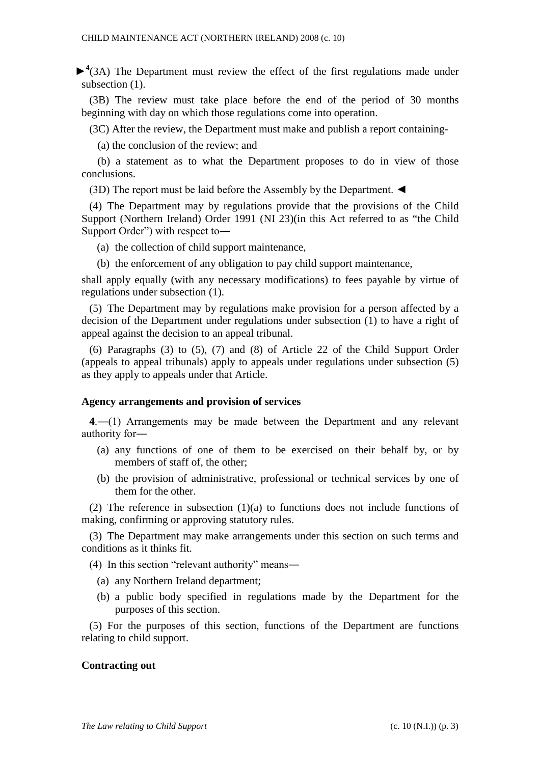►[4](3A) The Department must review the effect of the first regulations made under subsection (1).

(3B) The review must take place before the end of the period of 30 months beginning with day on which those regulations come into operation.

(3C) After the review, the Department must make and publish a report containing-

(a) the conclusion of the review; and

(b) a statement as to what the Department proposes to do in view of those conclusions.

(3D) The report must be laid before the Assembly by the Department. ◄

(4) The Department may by regulations provide that the provisions of the Child Support (Northern Ireland) Order 1991 (NI 23)(in this Act referred to as "the Child Support Order") with respect to―

(a) the collection of child support maintenance,

(b) the enforcement of any obligation to pay child support maintenance,

shall apply equally (with any necessary modifications) to fees payable by virtue of regulations under subsection (1).

(5) The Department may by regulations make provision for a person affected by a decision of the Department under regulations under subsection (1) to have a right of appeal against the decision to an appeal tribunal.

(6) Paragraphs (3) to (5), (7) and (8) of Article 22 of the Child Support Order (appeals to appeal tribunals) apply to appeals under regulations under subsection (5) as they apply to appeals under that Article.

**Agency arrangements and provision of services**

**4**.―(1) Arrangements may be made between the Department and any relevant authority for―

(a) any functions of one of them to be exercised on their behalf by, or by members of staff of, the other;

(b) the provision of administrative, professional or technical services by one of them for the other.

(2) The reference in subsection (1)(a) to functions does not include functions of making, confirming or approving statutory rules.

(3) The Department may make arrangements under this section on such terms and conditions as it thinks fit.

(4) In this section "relevant authority" means―

(a) any Northern Ireland department;

(b) a public body specified in regulations made by the Department for the purposes of this section.

(5) For the purposes of this section, functions of the Department are functions relating to child support.

**Contracting out**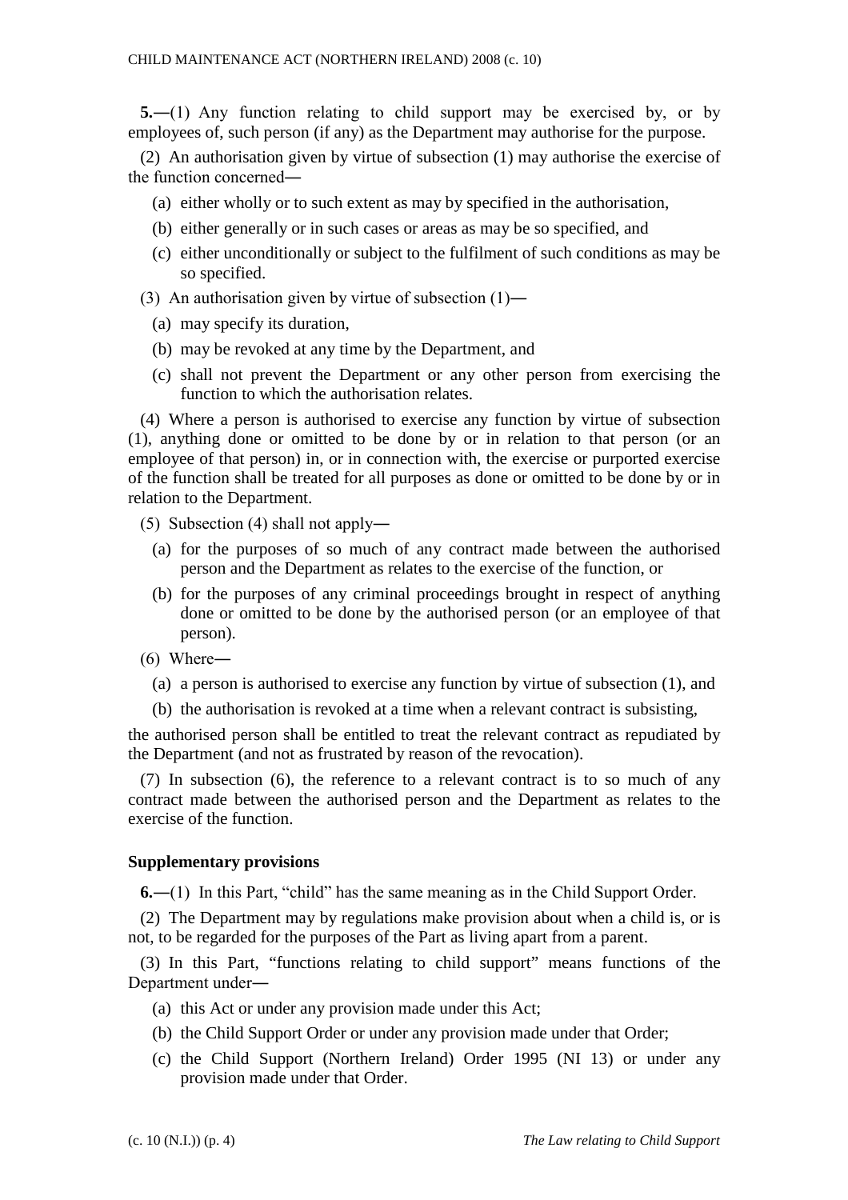**5.**—(1) Any function relating to child support may be exercised by, or by employees of, such person (if any) as the Department may authorise for the purpose.

(2) An authorisation given by virtue of subsection (1) may authorise the exercise of the function concerned—

(a) either wholly or to such extent as may by specified in the authorisation,

(b) either generally or in such cases or areas as may be so specified, and

(c) either unconditionally or subject to the fulfilment of such conditions as may be so specified.

(3) An authorisation given by virtue of subsection (1)—

(a) may specify its duration,

(b) may be revoked at any time by the Department, and

(c) shall not prevent the Department or any other person from exercising the function to which the authorisation relates.

(4) Where a person is authorised to exercise any function by virtue of subsection (1), anything done or omitted to be done by or in relation to that person (or an employee of that person) in, or in connection with, the exercise or purported exercise of the function shall be treated for all purposes as done or omitted to be done by or in relation to the Department.

(5) Subsection (4) shall not apply—

(a) for the purposes of so much of any contract made between the authorised person and the Department as relates to the exercise of the function, or

(b) for the purposes of any criminal proceedings brought in respect of anything done or omitted to be done by the authorised person (or an employee of that person).

(6) Where—

(a) a person is authorised to exercise any function by virtue of subsection (1), and

(b) the authorisation is revoked at a time when a relevant contract is subsisting,

the authorised person shall be entitled to treat the relevant contract as repudiated by the Department (and not as frustrated by reason of the revocation).

(7) In subsection (6), the reference to a relevant contract is to so much of any contract made between the authorised person and the Department as relates to the exercise of the function.

### Supplementary provisions

**6.**—(1) In this Part, "child" has the same meaning as in the Child Support Order.

(2) The Department may by regulations make provision about when a child is, or is not, to be regarded for the purposes of the Part as living apart from a parent.

(3) In this Part, "functions relating to child support" means functions of the Department under—

(a) this Act or under any provision made under this Act;

(b) the Child Support Order or under any provision made under that Order;

(c) the Child Support (Northern Ireland) Order 1995 (NI 13) or under any provision made under that Order.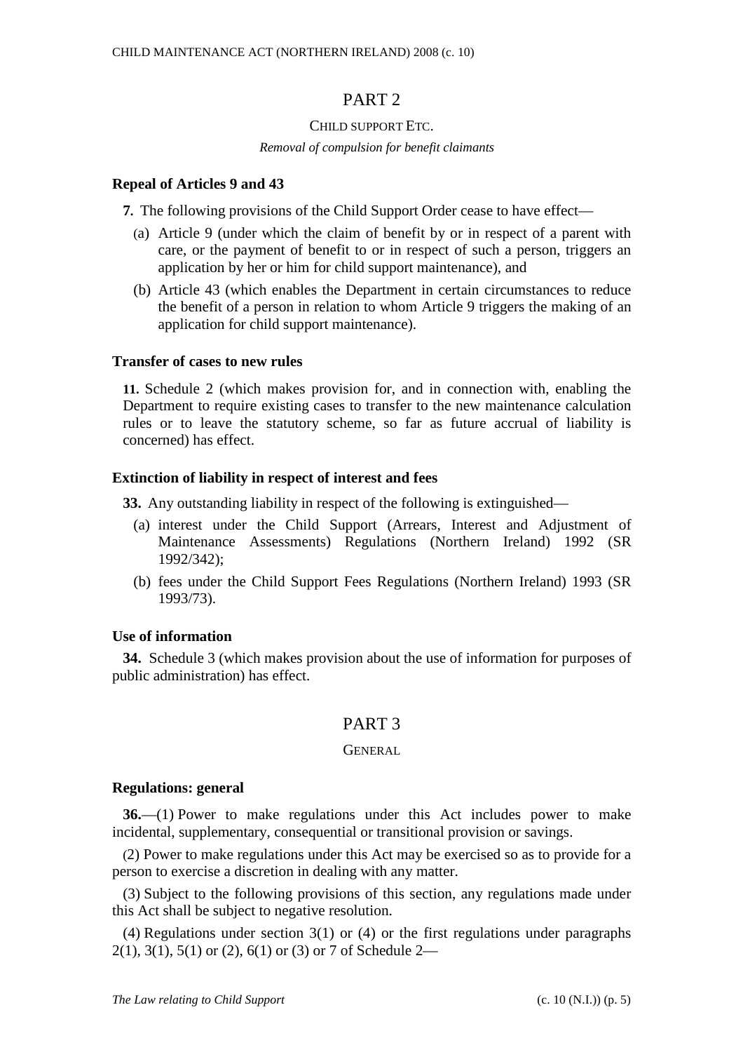# PART 2

## CHILD SUPPORT ETC.

*Removal of compulsion for benefit claimants*

### Repeal of Articles 9 and 43

**7.** The following provisions of the Child Support Order cease to have effect—

(a) Article 9 (under which the claim of benefit by or in respect of a parent with care, or the payment of benefit to or in respect of such a person, triggers an application by her or him for child support maintenance), and

(b) Article 43 (which enables the Department in certain circumstances to reduce the benefit of a person in relation to whom Article 9 triggers the making of an application for child support maintenance).

### Transfer of cases to new rules

**11.** Schedule 2 (which makes provision for, and in connection with, enabling the Department to require existing cases to transfer to the new maintenance calculation rules or to leave the statutory scheme, so far as future accrual of liability is concerned) has effect.

### Extinction of liability in respect of interest and fees

**33.** Any outstanding liability in respect of the following is extinguished—

(a) interest under the Child Support (Arrears, Interest and Adjustment of Maintenance Assessments) Regulations (Northern Ireland) 1992 (SR 1992/342);

(b) fees under the Child Support Fees Regulations (Northern Ireland) 1993 (SR 1993/73).

### Use of information

**34.** Schedule 3 (which makes provision about the use of information for purposes of public administration) has effect.

# PART 3

## GENERAL

### Regulations: general

**36.**—(1) Power to make regulations under this Act includes power to make incidental, supplementary, consequential or transitional provision or savings.

(2) Power to make regulations under this Act may be exercised so as to provide for a person to exercise a discretion in dealing with any matter.

(3) Subject to the following provisions of this section, any regulations made under this Act shall be subject to negative resolution.

(4) Regulations under section 3(1) or (4) or the first regulations under paragraphs 2(1), 3(1), 5(1) or (2), 6(1) or (3) or 7 of Schedule 2—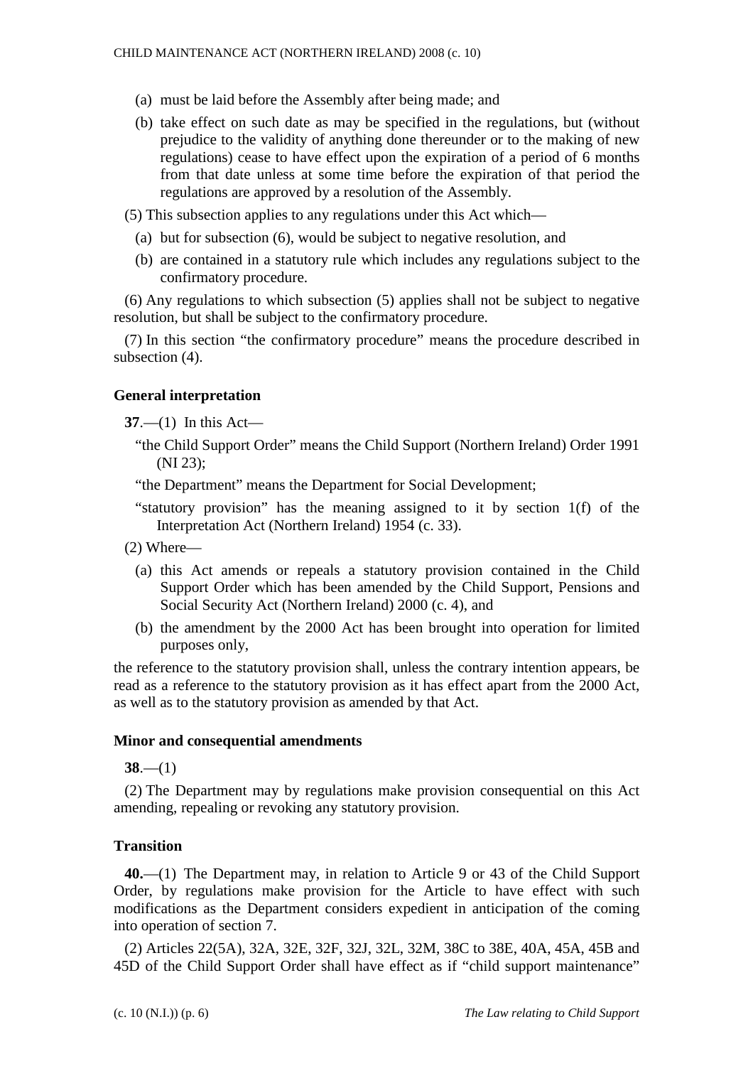(a) must be laid before the Assembly after being made; and

(b) take effect on such date as may be specified in the regulations, but (without prejudice to the validity of anything done thereunder or to the making of new regulations) cease to have effect upon the expiration of a period of 6 months from that date unless at some time before the expiration of that period the regulations are approved by a resolution of the Assembly.

(5) This subsection applies to any regulations under this Act which—

(a) but for subsection (6), would be subject to negative resolution, and

(b) are contained in a statutory rule which includes any regulations subject to the confirmatory procedure.

(6) Any regulations to which subsection (5) applies shall not be subject to negative resolution, but shall be subject to the confirmatory procedure.

(7) In this section "the confirmatory procedure" means the procedure described in subsection (4).

### General interpretation

**37**.—(1) In this Act—

"the Child Support Order" means the Child Support (Northern Ireland) Order 1991 (NI 23);

"the Department" means the Department for Social Development;

"statutory provision" has the meaning assigned to it by section 1(f) of the Interpretation Act (Northern Ireland) 1954 (c. 33).

(2) Where—

(a) this Act amends or repeals a statutory provision contained in the Child Support Order which has been amended by the Child Support, Pensions and Social Security Act (Northern Ireland) 2000 (c. 4), and

(b) the amendment by the 2000 Act has been brought into operation for limited purposes only,

the reference to the statutory provision shall, unless the contrary intention appears, be read as a reference to the statutory provision as it has effect apart from the 2000 Act, as well as to the statutory provision as amended by that Act.

### Minor and consequential amendments

**38**.—(1)

(2) The Department may by regulations make provision consequential on this Act amending, repealing or revoking any statutory provision.

### Transition

**40.**—(1) The Department may, in relation to Article 9 or 43 of the Child Support Order, by regulations make provision for the Article to have effect with such modifications as the Department considers expedient in anticipation of the coming into operation of section 7.

(2) Articles 22(5A), 32A, 32E, 32F, 32J, 32L, 32M, 38C to 38E, 40A, 45A, 45B and 45D of the Child Support Order shall have effect as if "child support maintenance"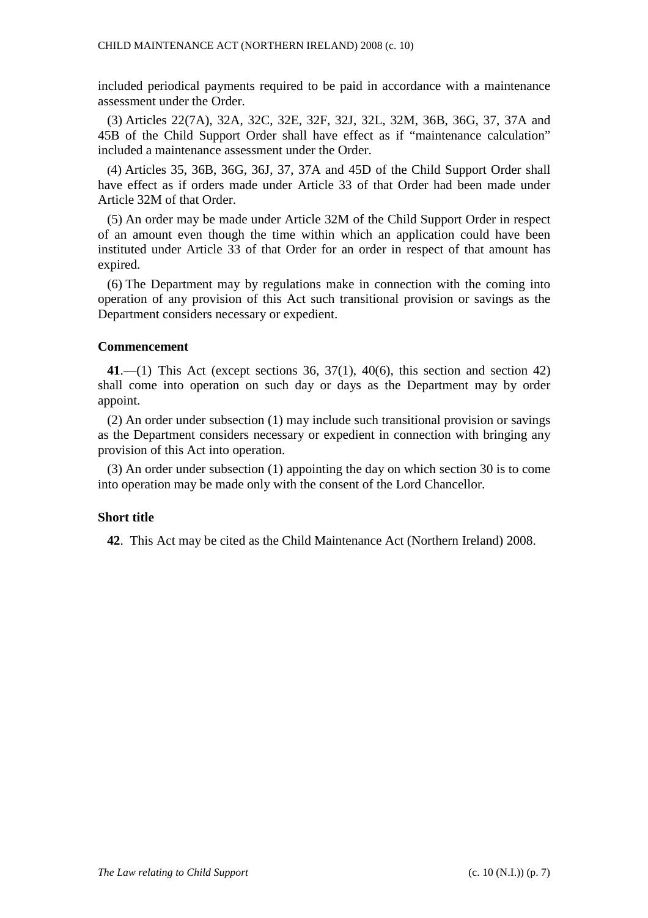included periodical payments required to be paid in accordance with a maintenance assessment under the Order.

(3) Articles 22(7A), 32A, 32C, 32E, 32F, 32J, 32L, 32M, 36B, 36G, 37, 37A and 45B of the Child Support Order shall have effect as if “maintenance calculation” included a maintenance assessment under the Order.

(4) Articles 35, 36B, 36G, 36J, 37, 37A and 45D of the Child Support Order shall have effect as if orders made under Article 33 of that Order had been made under Article 32M of that Order.

(5) An order may be made under Article 32M of the Child Support Order in respect of an amount even though the time within which an application could have been instituted under Article 33 of that Order for an order in respect of that amount has expired.

(6) The Department may by regulations make in connection with the coming into operation of any provision of this Act such transitional provision or savings as the Department considers necessary or expedient.

### Commencement

**41**.—(1) This Act (except sections 36, 37(1), 40(6), this section and section 42) shall come into operation on such day or days as the Department may by order appoint.

(2) An order under subsection (1) may include such transitional provision or savings as the Department considers necessary or expedient in connection with bringing any provision of this Act into operation.

(3) An order under subsection (1) appointing the day on which section 30 is to come into operation may be made only with the consent of the Lord Chancellor.

### Short title

**42**. This Act may be cited as the Child Maintenance Act (Northern Ireland) 2008.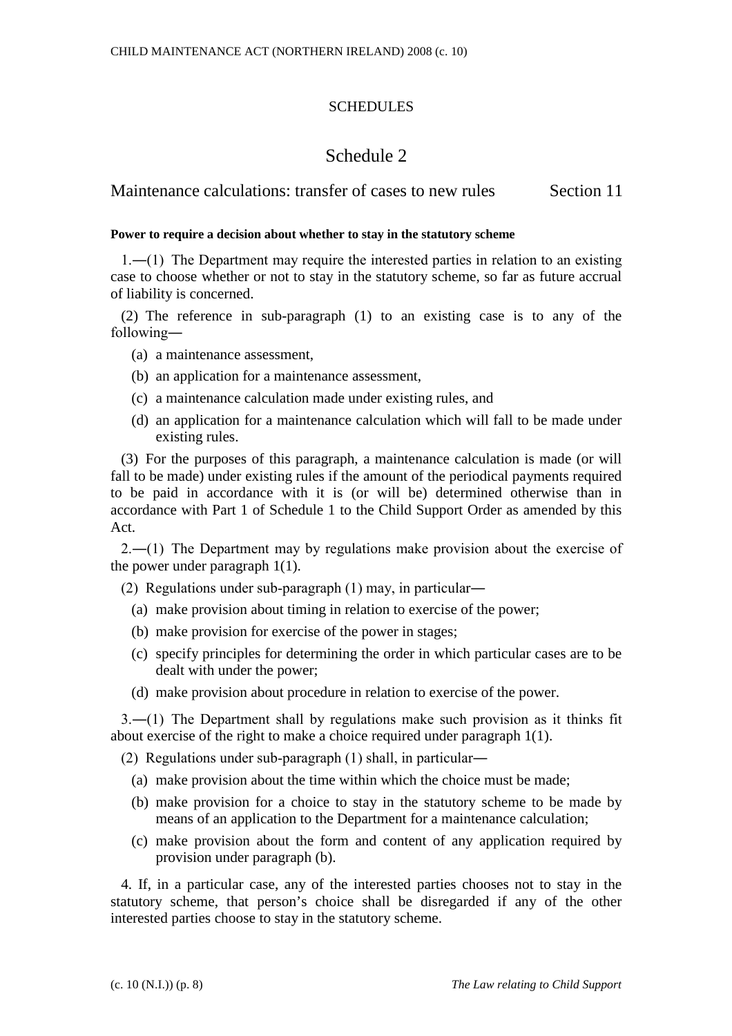## SCHEDULES

# Schedule 2

## Maintenance calculations: transfer of cases to new rules — Section 11

**Power to require a decision about whether to stay in the statutory scheme**

1.—(1) The Department may require the interested parties in relation to an existing case to choose whether or not to stay in the statutory scheme, so far as future accrual of liability is concerned.

(2) The reference in sub-paragraph (1) to an existing case is to any of the following—

(a) a maintenance assessment,

(b) an application for a maintenance assessment,

(c) a maintenance calculation made under existing rules, and

(d) an application for a maintenance calculation which will fall to be made under existing rules.

(3) For the purposes of this paragraph, a maintenance calculation is made (or will fall to be made) under existing rules if the amount of the periodical payments required to be paid in accordance with it is (or will be) determined otherwise than in accordance with Part 1 of Schedule 1 to the Child Support Order as amended by this Act.

2.—(1) The Department may by regulations make provision about the exercise of the power under paragraph 1(1).

(2) Regulations under sub-paragraph (1) may, in particular—

(a) make provision about timing in relation to exercise of the power;

(b) make provision for exercise of the power in stages;

(c) specify principles for determining the order in which particular cases are to be dealt with under the power;

(d) make provision about procedure in relation to exercise of the power.

3.—(1) The Department shall by regulations make such provision as it thinks fit about exercise of the right to make a choice required under paragraph 1(1).

(2) Regulations under sub-paragraph (1) shall, in particular—

(a) make provision about the time within which the choice must be made;

(b) make provision for a choice to stay in the statutory scheme to be made by means of an application to the Department for a maintenance calculation;

(c) make provision about the form and content of any application required by provision under paragraph (b).

4. If, in a particular case, any of the interested parties chooses not to stay in the statutory scheme, that person's choice shall be disregarded if any of the other interested parties choose to stay in the statutory scheme.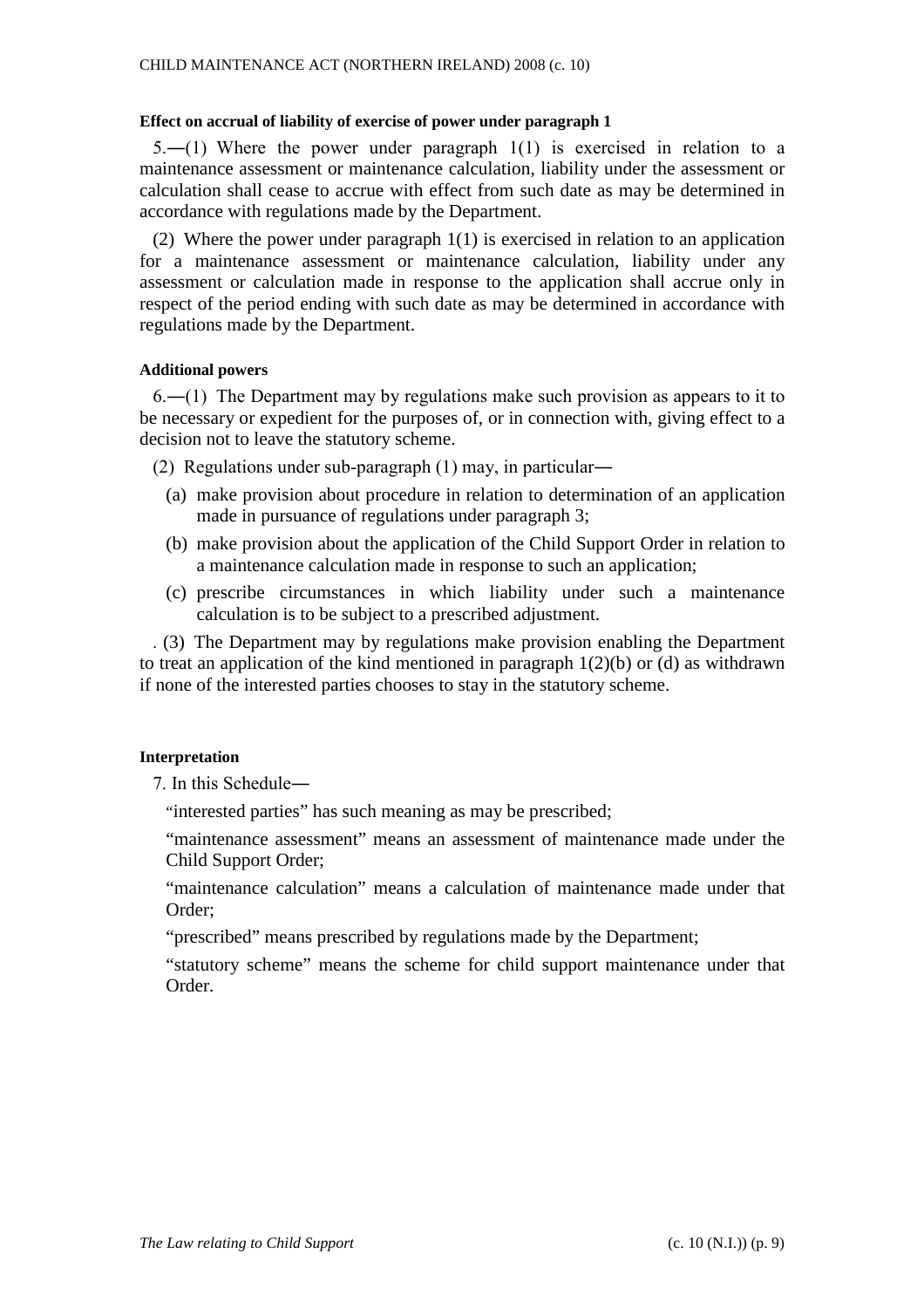**Effect on accrual of liability of exercise of power under paragraph 1**

5.—(1) Where the power under paragraph 1(1) is exercised in relation to a maintenance assessment or maintenance calculation, liability under the assessment or calculation shall cease to accrue with effect from such date as may be determined in accordance with regulations made by the Department.

(2) Where the power under paragraph 1(1) is exercised in relation to an application for a maintenance assessment or maintenance calculation, liability under any assessment or calculation made in response to the application shall accrue only in respect of the period ending with such date as may be determined in accordance with regulations made by the Department.

**Additional powers**

6.—(1) The Department may by regulations make such provision as appears to it to be necessary or expedient for the purposes of, or in connection with, giving effect to a decision not to leave the statutory scheme.

(2) Regulations under sub-paragraph (1) may, in particular—

(a) make provision about procedure in relation to determination of an application made in pursuance of regulations under paragraph 3;

(b) make provision about the application of the Child Support Order in relation to a maintenance calculation made in response to such an application;

(c) prescribe circumstances in which liability under such a maintenance calculation is to be subject to a prescribed adjustment.

. (3) The Department may by regulations make provision enabling the Department to treat an application of the kind mentioned in paragraph 1(2)(b) or (d) as withdrawn if none of the interested parties chooses to stay in the statutory scheme.

**Interpretation**

7. In this Schedule—

"interested parties" has such meaning as may be prescribed;

"maintenance assessment" means an assessment of maintenance made under the Child Support Order;

"maintenance calculation" means a calculation of maintenance made under that Order;

"prescribed" means prescribed by regulations made by the Department;

"statutory scheme" means the scheme for child support maintenance under that Order.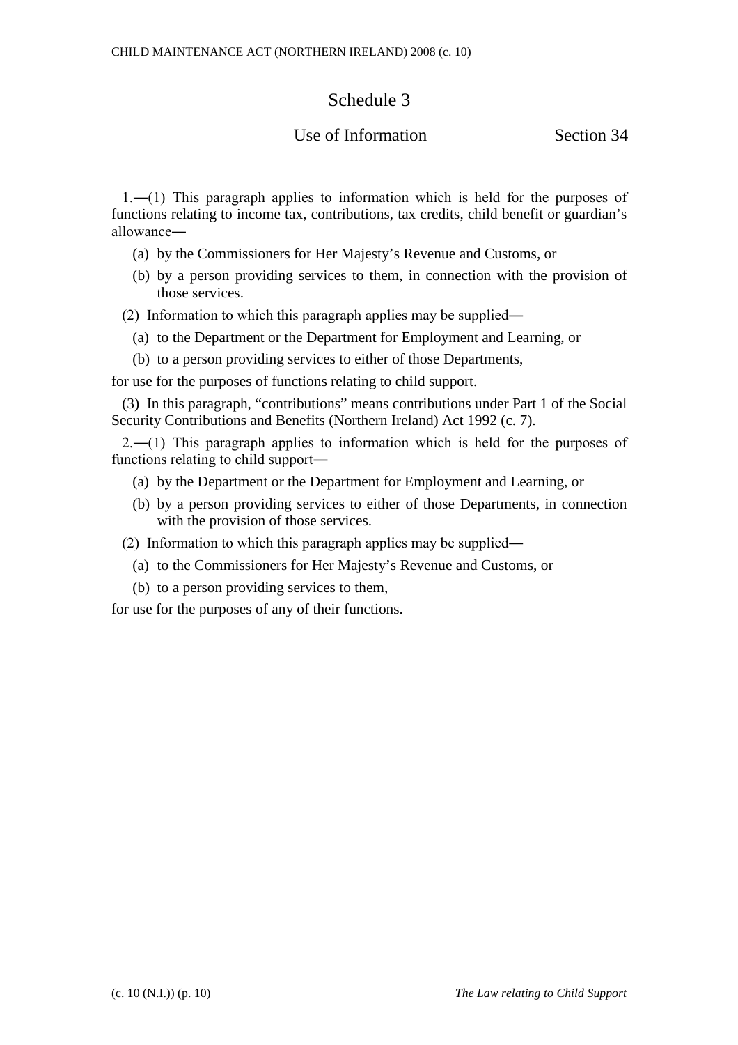# Schedule 3

## Use of Information — Section 34

1.—(1) This paragraph applies to information which is held for the purposes of functions relating to income tax, contributions, tax credits, child benefit or guardian's allowance—

(a) by the Commissioners for Her Majesty's Revenue and Customs, or

(b) by a person providing services to them, in connection with the provision of those services.

(2) Information to which this paragraph applies may be supplied—

(a) to the Department or the Department for Employment and Learning, or

(b) to a person providing services to either of those Departments,

for use for the purposes of functions relating to child support.

(3) In this paragraph, "contributions" means contributions under Part 1 of the Social Security Contributions and Benefits (Northern Ireland) Act 1992 (c. 7).

2.—(1) This paragraph applies to information which is held for the purposes of functions relating to child support—

(a) by the Department or the Department for Employment and Learning, or

(b) by a person providing services to either of those Departments, in connection with the provision of those services.

(2) Information to which this paragraph applies may be supplied—

(a) to the Commissioners for Her Majesty's Revenue and Customs, or

(b) to a person providing services to them,

for use for the purposes of any of their functions.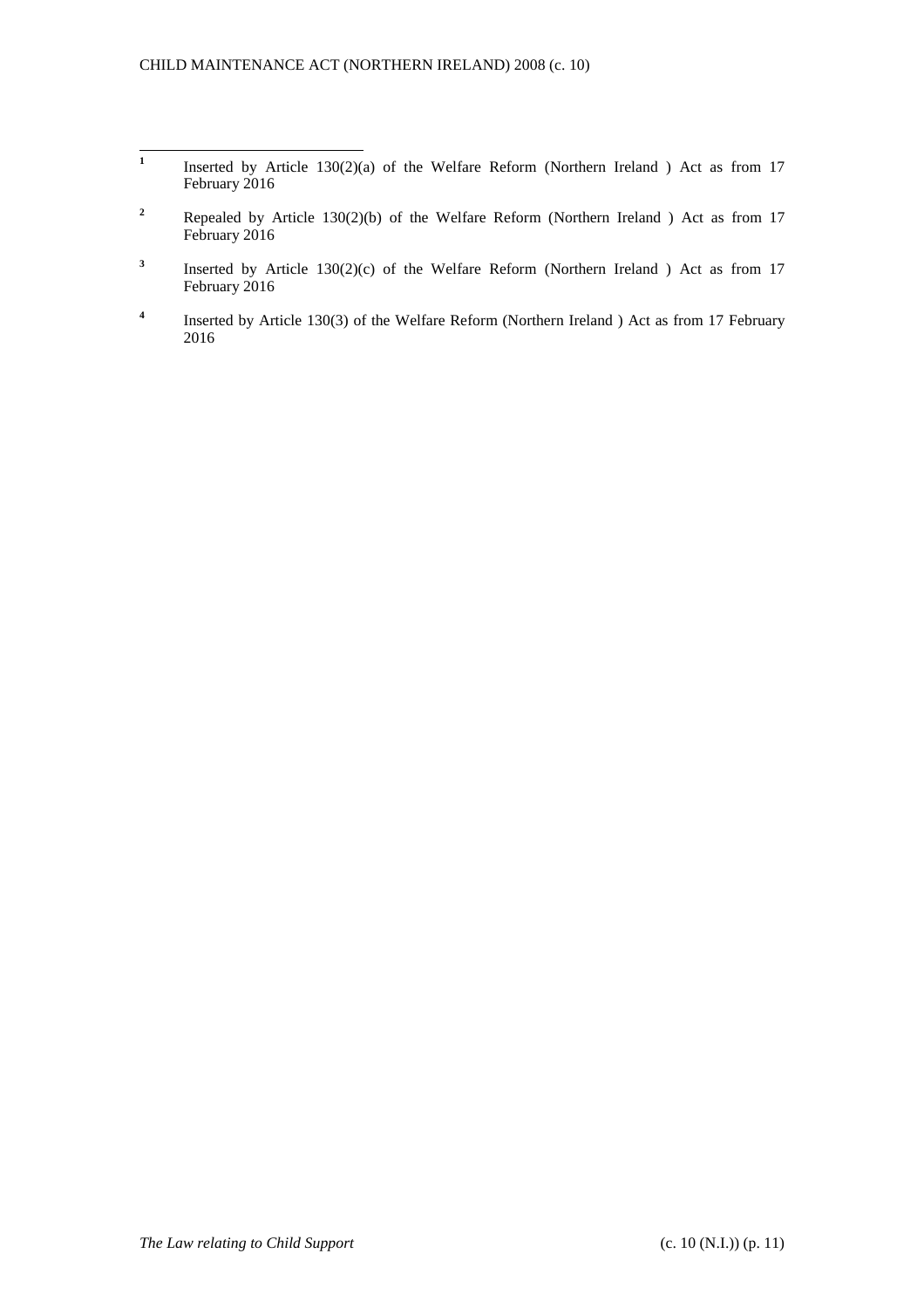[1] Inserted by Article 130(2)(a) of the Welfare Reform (Northern Ireland ) Act as from 17 February 2016

[2] Repealed by Article 130(2)(b) of the Welfare Reform (Northern Ireland ) Act as from 17 February 2016

[3] Inserted by Article 130(2)(c) of the Welfare Reform (Northern Ireland ) Act as from 17 February 2016

[4] Inserted by Article 130(3) of the Welfare Reform (Northern Ireland ) Act as from 17 February 2016